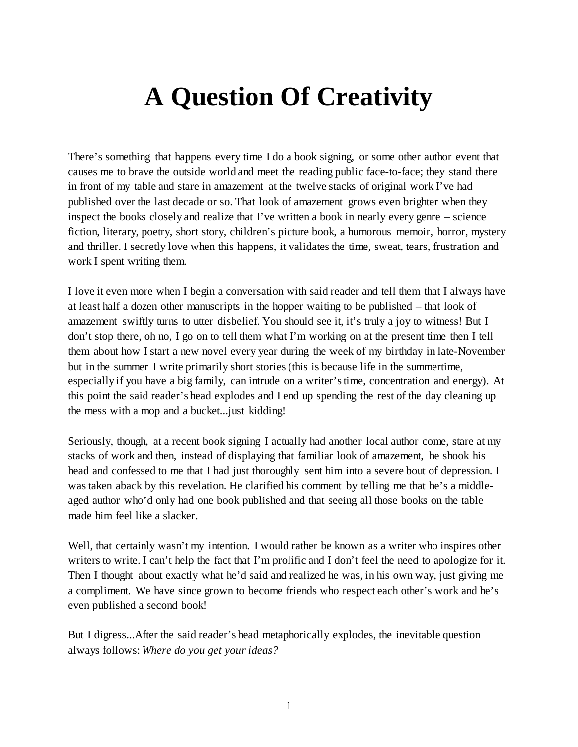# A Question Of Creativity

There's something that happens every time I do a book signing, or some other author event that causes me to brave the outside world and meet the reading public face-to-face; they stand there in front of my table and stare in amazement at the twelve stacks of original work I've had published over the last decade or so. That look of amazement grows even brighter when they inspect the books closely and realize that I've written a book in nearly every genre – science fiction, literary, poetry, short story, children's picture book, a humorous memoir, horror, mystery and thriller. I secretly love when this happens, it validates the time, sweat, tears, frustration and work I spent writing them.

I love it even more when I begin a conversation with said reader and tell them that I always have at least half a dozen other manuscripts in the hopper waiting to be published – that look of amazement swiftly turns to utter disbelief. You should see it, it's truly a joy to witness! But I don't stop there, oh no, I go on to tell them what I'm working on at the present time then I tell them about how I start a new novel every year during the week of my birthday in late-November but in the summer I write primarily short stories (this is because life in the summertime, especially if you have a big family, can intrude on a writer's time, concentration and energy). At this point the said reader's head explodes and I end up spending the rest of the day cleaning up the mess with a mop and a bucket...just kidding!

Seriously, though, at a recent book signing I actually had another local author come, stare at my stacks of work and then, instead of displaying that familiar look of amazement, he shook his head and confessed to me that I had just thoroughly sent him into a severe bout of depression. I was taken aback by this revelation. He clarified his comment by telling me that he's a middle-aged author who'd only had one book published and that seeing all those books on the table made him feel like a slacker.

Well, that certainly wasn't my intention. I would rather be known as a writer who inspires other writers to write. I can't help the fact that I'm prolific and I don't feel the need to apologize for it. Then I thought about exactly what he'd said and realized he was, in his own way, just giving me a compliment. We have since grown to become friends who respect each other's work and he's even published a second book!

But I digress...After the said reader's head metaphorically explodes, the inevitable question always follows: *Where do you get your ideas?*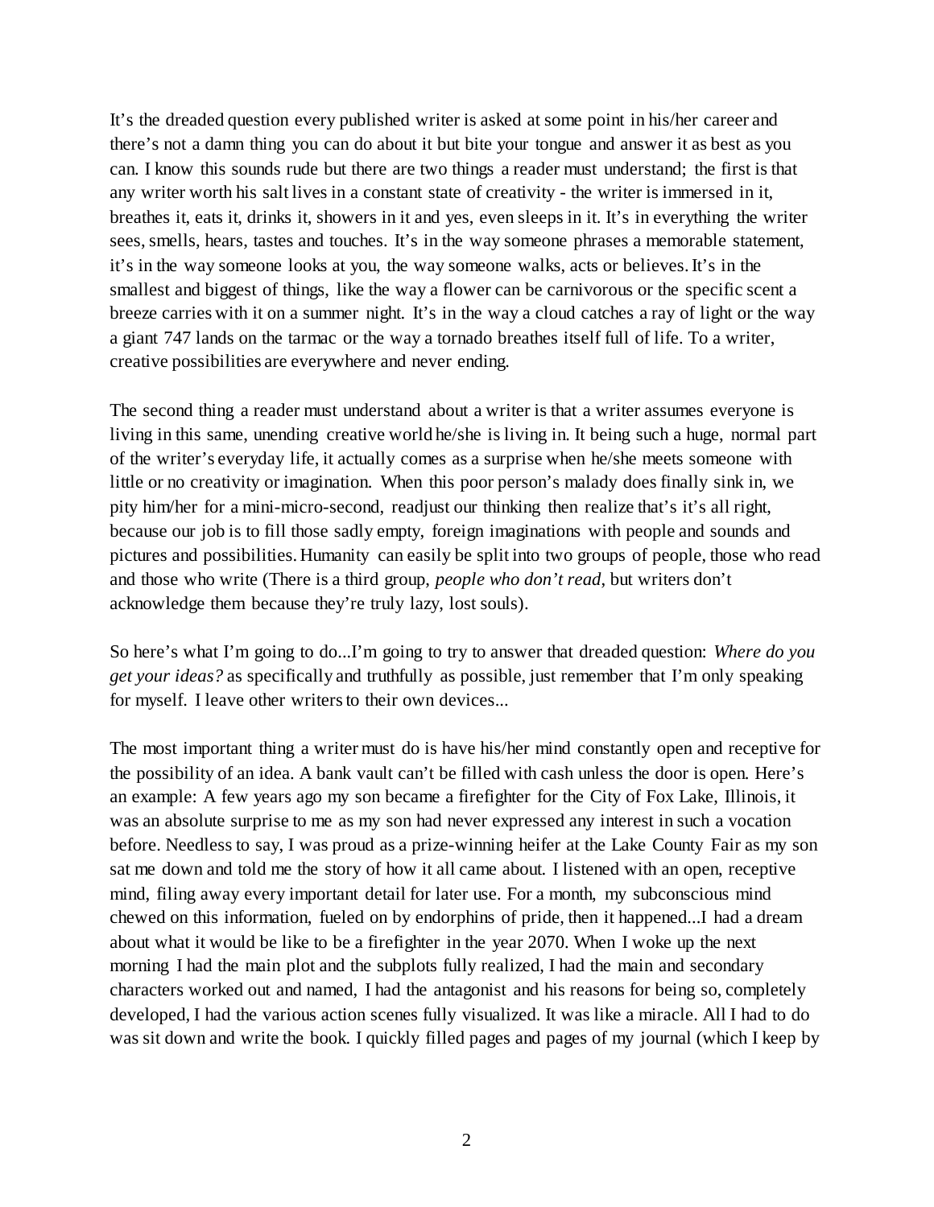It's the dreaded question every published writer is asked at some point in his/her career and there's not a damn thing you can do about it but bite your tongue and answer it as best as you can. I know this sounds rude but there are two things a reader must understand; the first is that any writer worth his salt lives in a constant state of creativity - the writer is immersed in it, breathes it, eats it, drinks it, showers in it and yes, even sleeps in it. It's in everything the writer sees, smells, hears, tastes and touches. It's in the way someone phrases a memorable statement, it's in the way someone looks at you, the way someone walks, acts or believes. It's in the smallest and biggest of things, like the way a flower can be carnivorous or the specific scent a breeze carries with it on a summer night. It's in the way a cloud catches a ray of light or the way a giant 747 lands on the tarmac or the way a tornado breathes itself full of life. To a writer, creative possibilities are everywhere and never ending.

The second thing a reader must understand about a writer is that a writer assumes everyone is living in this same, unending creative world he/she is living in. It being such a huge, normal part of the writer's everyday life, it actually comes as a surprise when he/she meets someone with little or no creativity or imagination. When this poor person's malady does finally sink in, we pity him/her for a mini-micro-second, readjust our thinking then realize that's it's all right, because our job is to fill those sadly empty, foreign imaginations with people and sounds and pictures and possibilities. Humanity can easily be split into two groups of people, those who read and those who write (There is a third group, *people who don't read*, but writers don't acknowledge them because they're truly lazy, lost souls).

So here's what I'm going to do...I'm going to try to answer that dreaded question: *Where do you get your ideas?* as specifically and truthfully as possible, just remember that I'm only speaking for myself. I leave other writers to their own devices...

The most important thing a writer must do is have his/her mind constantly open and receptive for the possibility of an idea. A bank vault can't be filled with cash unless the door is open. Here's an example: A few years ago my son became a firefighter for the City of Fox Lake, Illinois, it was an absolute surprise to me as my son had never expressed any interest in such a vocation before. Needless to say, I was proud as a prize-winning heifer at the Lake County Fair as my son sat me down and told me the story of how it all came about. I listened with an open, receptive mind, filing away every important detail for later use. For a month, my subconscious mind chewed on this information, fueled on by endorphins of pride, then it happened...I had a dream about what it would be like to be a firefighter in the year 2070. When I woke up the next morning I had the main plot and the subplots fully realized, I had the main and secondary characters worked out and named, I had the antagonist and his reasons for being so, completely developed, I had the various action scenes fully visualized. It was like a miracle. All I had to do was sit down and write the book. I quickly filled pages and pages of my journal (which I keep by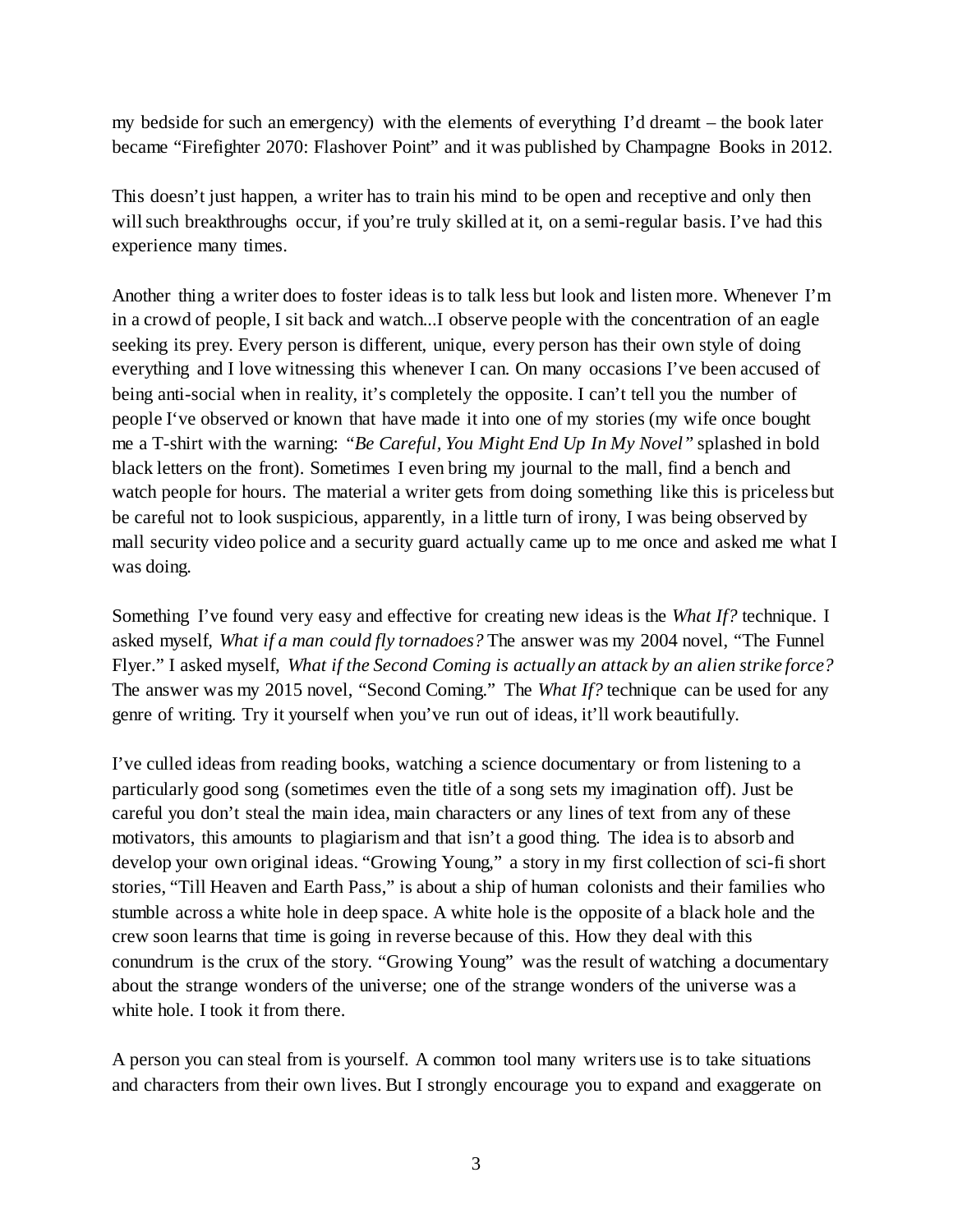my bedside for such an emergency) with the elements of everything I'd dreamt – the book later became "Firefighter 2070: Flashover Point" and it was published by Champagne Books in 2012.

This doesn't just happen, a writer has to train his mind to be open and receptive and only then will such breakthroughs occur, if you're truly skilled at it, on a semi-regular basis. I've had this experience many times.

Another thing a writer does to foster ideas is to talk less but look and listen more. Whenever I'm in a crowd of people, I sit back and watch...I observe people with the concentration of an eagle seeking its prey. Every person is different, unique, every person has their own style of doing everything and I love witnessing this whenever I can. On many occasions I've been accused of being anti-social when in reality, it's completely the opposite. I can't tell you the number of people I've observed or known that have made it into one of my stories (my wife once bought me a T-shirt with the warning: *"Be Careful, You Might End Up In My Novel"* splashed in bold black letters on the front). Sometimes I even bring my journal to the mall, find a bench and watch people for hours. The material a writer gets from doing something like this is priceless but be careful not to look suspicious, apparently, in a little turn of irony, I was being observed by mall security video police and a security guard actually came up to me once and asked me what I was doing.

Something I've found very easy and effective for creating new ideas is the *What If?* technique. I asked myself, *What if a man could fly tornadoes?* The answer was my 2004 novel, "The Funnel Flyer." I asked myself, *What if the Second Coming is actually an attack by an alien strike force?* The answer was my 2015 novel, "Second Coming." The *What If?* technique can be used for any genre of writing. Try it yourself when you've run out of ideas, it'll work beautifully.

I've culled ideas from reading books, watching a science documentary or from listening to a particularly good song (sometimes even the title of a song sets my imagination off). Just be careful you don't steal the main idea, main characters or any lines of text from any of these motivators, this amounts to plagiarism and that isn't a good thing. The idea is to absorb and develop your own original ideas. "Growing Young," a story in my first collection of sci-fi short stories, "Till Heaven and Earth Pass," is about a ship of human colonists and their families who stumble across a white hole in deep space. A white hole is the opposite of a black hole and the crew soon learns that time is going in reverse because of this. How they deal with this conundrum is the crux of the story. "Growing Young" was the result of watching a documentary about the strange wonders of the universe; one of the strange wonders of the universe was a white hole. I took it from there.

A person you can steal from is yourself. A common tool many writers use is to take situations and characters from their own lives. But I strongly encourage you to expand and exaggerate on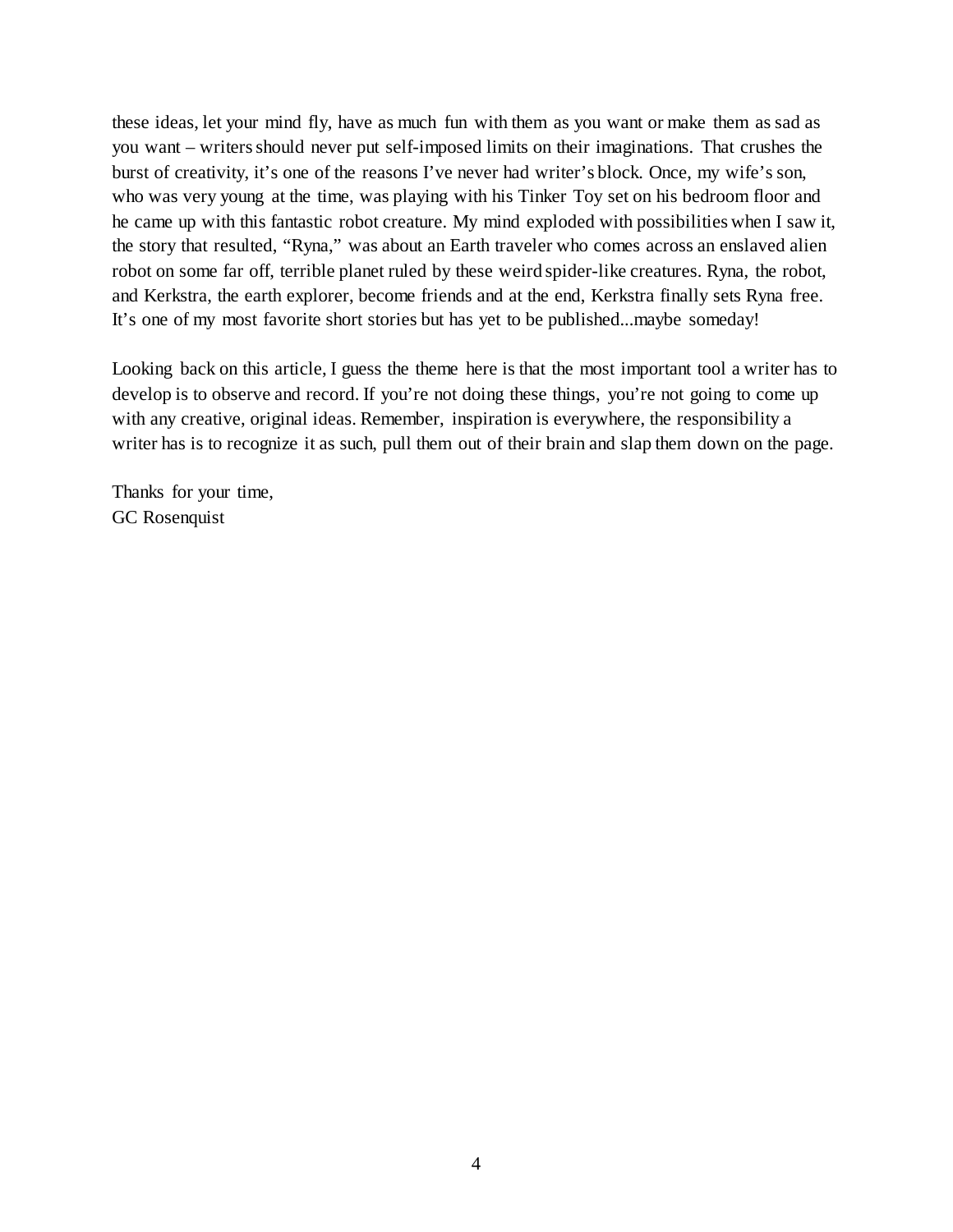these ideas, let your mind fly, have as much fun with them as you want or make them as sad as you want – writers should never put self-imposed limits on their imaginations. That crushes the burst of creativity, it's one of the reasons I've never had writer's block. Once, my wife's son, who was very young at the time, was playing with his Tinker Toy set on his bedroom floor and he came up with this fantastic robot creature. My mind exploded with possibilities when I saw it, the story that resulted, "Ryna," was about an Earth traveler who comes across an enslaved alien robot on some far off, terrible planet ruled by these weird spider-like creatures. Ryna, the robot, and Kerkstra, the earth explorer, become friends and at the end, Kerkstra finally sets Ryna free. It's one of my most favorite short stories but has yet to be published...maybe someday!

Looking back on this article, I guess the theme here is that the most important tool a writer has to develop is to observe and record. If you're not doing these things, you're not going to come up with any creative, original ideas. Remember, inspiration is everywhere, the responsibility a writer has is to recognize it as such, pull them out of their brain and slap them down on the page.

Thanks for your time,
GC Rosenquist